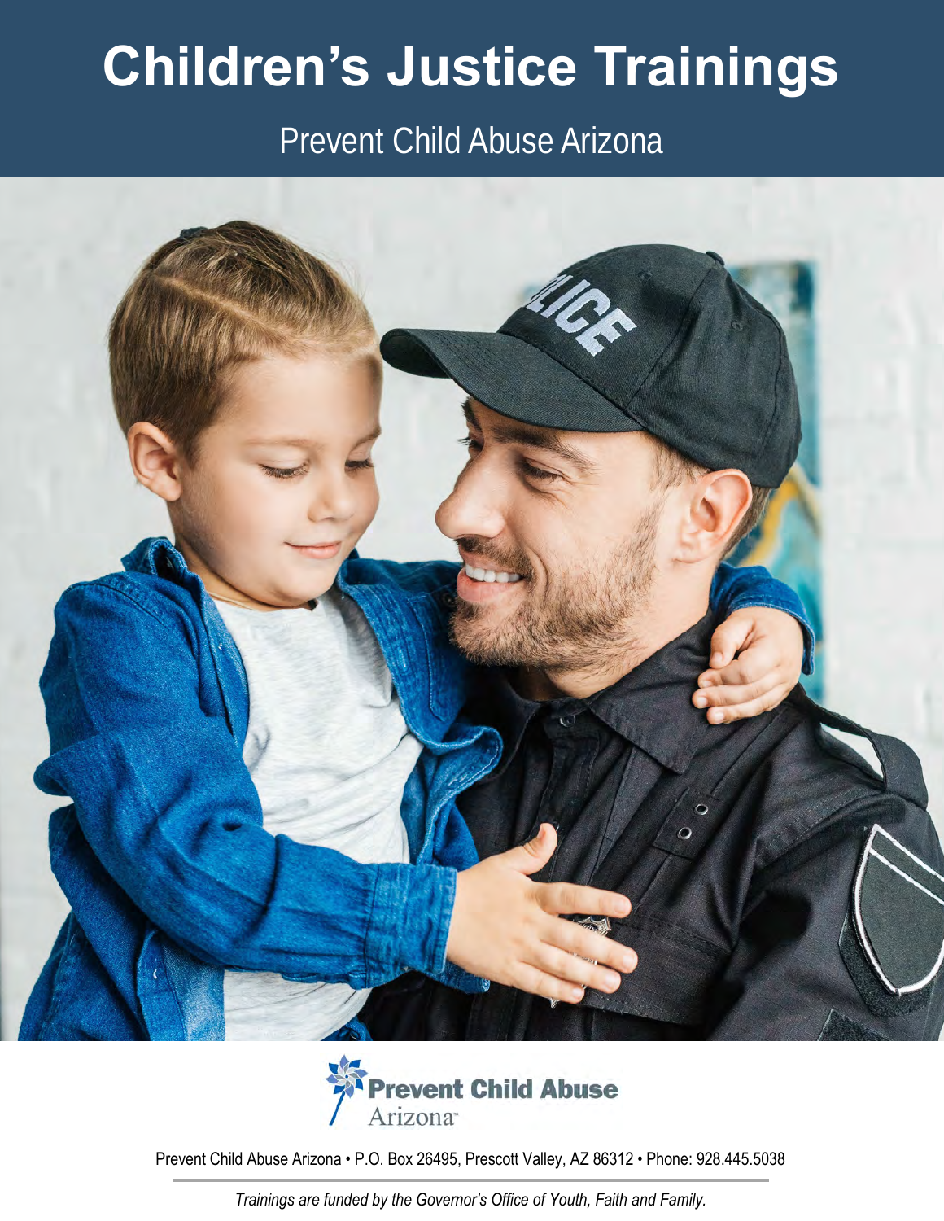# Children's Justice Trainings

## Prevent Child Abuse Arizona

Prevent Child Abuse Arizona

Prevent Child Abuse Arizona • P.O. Box 26495, Prescott Valley, AZ 86312 • Phone: 928.445.5038

*Trainings are funded by the Governor's Office of Youth, Faith and Family.*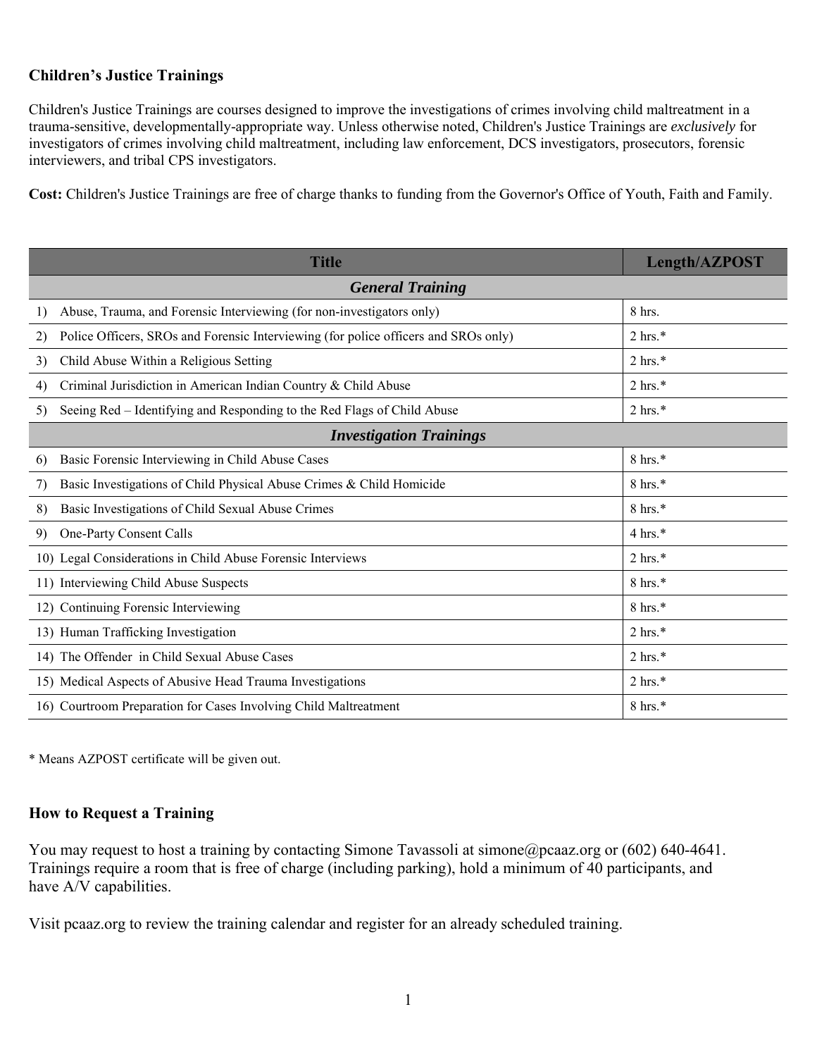## Children's Justice Trainings

Children's Justice Trainings are courses designed to improve the investigations of crimes involving child maltreatment in a trauma-sensitive, developmentally-appropriate way. Unless otherwise noted, Children's Justice Trainings are *exclusively* for investigators of crimes involving child maltreatment, including law enforcement, DCS investigators, prosecutors, forensic interviewers, and tribal CPS investigators.

**Cost:** Children's Justice Trainings are free of charge thanks to funding from the Governor's Office of Youth, Faith and Family.

| Title | Length/AZPOST |
|---|---|
| ***General Training*** | |
| 1) Abuse, Trauma, and Forensic Interviewing (for non-investigators only) | 8 hrs. |
| 2) Police Officers, SROs and Forensic Interviewing (for police officers and SROs only) | 2 hrs.* |
| 3) Child Abuse Within a Religious Setting | 2 hrs.* |
| 4) Criminal Jurisdiction in American Indian Country & Child Abuse | 2 hrs.* |
| 5) Seeing Red – Identifying and Responding to the Red Flags of Child Abuse | 2 hrs.* |
| ***Investigation Trainings*** | |
| 6) Basic Forensic Interviewing in Child Abuse Cases | 8 hrs.* |
| 7) Basic Investigations of Child Physical Abuse Crimes & Child Homicide | 8 hrs.* |
| 8) Basic Investigations of Child Sexual Abuse Crimes | 8 hrs.* |
| 9) One-Party Consent Calls | 4 hrs.* |
| 10) Legal Considerations in Child Abuse Forensic Interviews | 2 hrs.* |
| 11) Interviewing Child Abuse Suspects | 8 hrs.* |
| 12) Continuing Forensic Interviewing | 8 hrs.* |
| 13) Human Trafficking Investigation | 2 hrs.* |
| 14) The Offender in Child Sexual Abuse Cases | 2 hrs.* |
| 15) Medical Aspects of Abusive Head Trauma Investigations | 2 hrs.* |
| 16) Courtroom Preparation for Cases Involving Child Maltreatment | 8 hrs.* |

* Means AZPOST certificate will be given out.

## How to Request a Training

You may request to host a training by contacting Simone Tavassoli at simone@pcaaz.org or (602) 640-4641. Trainings require a room that is free of charge (including parking), hold a minimum of 40 participants, and have A/V capabilities.

Visit pcaaz.org to review the training calendar and register for an already scheduled training.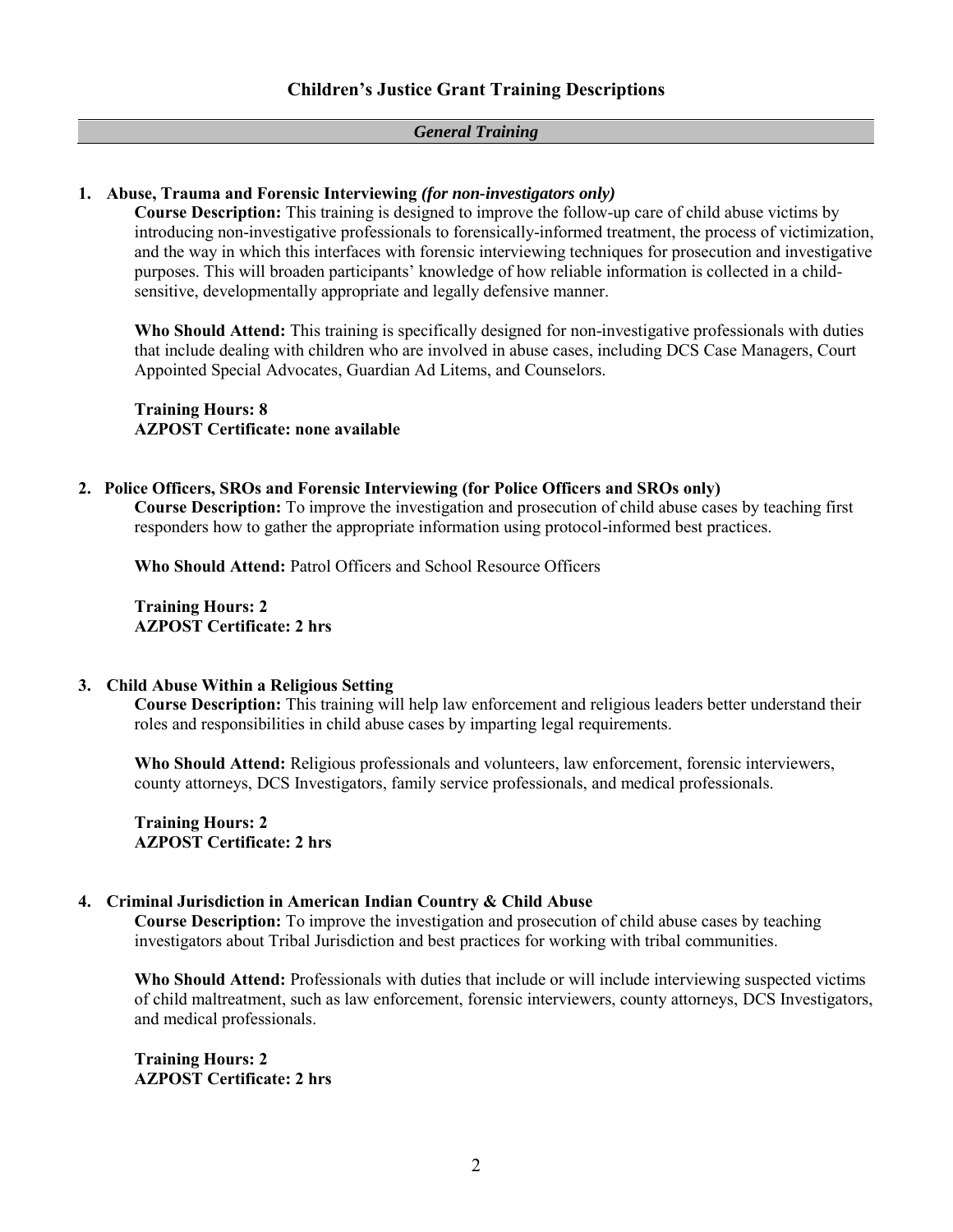## Children's Justice Grant Training Descriptions

### *General Training*

1. **Abuse, Trauma and Forensic Interviewing *(for non-investigators only)***

   **Course Description:** This training is designed to improve the follow-up care of child abuse victims by introducing non-investigative professionals to forensically-informed treatment, the process of victimization, and the way in which this interfaces with forensic interviewing techniques for prosecution and investigative purposes. This will broaden participants' knowledge of how reliable information is collected in a child-sensitive, developmentally appropriate and legally defensive manner.

   **Who Should Attend:** This training is specifically designed for non-investigative professionals with duties that include dealing with children who are involved in abuse cases, including DCS Case Managers, Court Appointed Special Advocates, Guardian Ad Litems, and Counselors.

   **Training Hours: 8**
   **AZPOST Certificate: none available**

2. **Police Officers, SROs and Forensic Interviewing (for Police Officers and SROs only)**

   **Course Description:** To improve the investigation and prosecution of child abuse cases by teaching first responders how to gather the appropriate information using protocol-informed best practices.

   **Who Should Attend:** Patrol Officers and School Resource Officers

   **Training Hours: 2**
   **AZPOST Certificate: 2 hrs**

3. **Child Abuse Within a Religious Setting**

   **Course Description:** This training will help law enforcement and religious leaders better understand their roles and responsibilities in child abuse cases by imparting legal requirements.

   **Who Should Attend:** Religious professionals and volunteers, law enforcement, forensic interviewers, county attorneys, DCS Investigators, family service professionals, and medical professionals.

   **Training Hours: 2**
   **AZPOST Certificate: 2 hrs**

4. **Criminal Jurisdiction in American Indian Country & Child Abuse**

   **Course Description:** To improve the investigation and prosecution of child abuse cases by teaching investigators about Tribal Jurisdiction and best practices for working with tribal communities.

   **Who Should Attend:** Professionals with duties that include or will include interviewing suspected victims of child maltreatment, such as law enforcement, forensic interviewers, county attorneys, DCS Investigators, and medical professionals.

   **Training Hours: 2**
   **AZPOST Certificate: 2 hrs**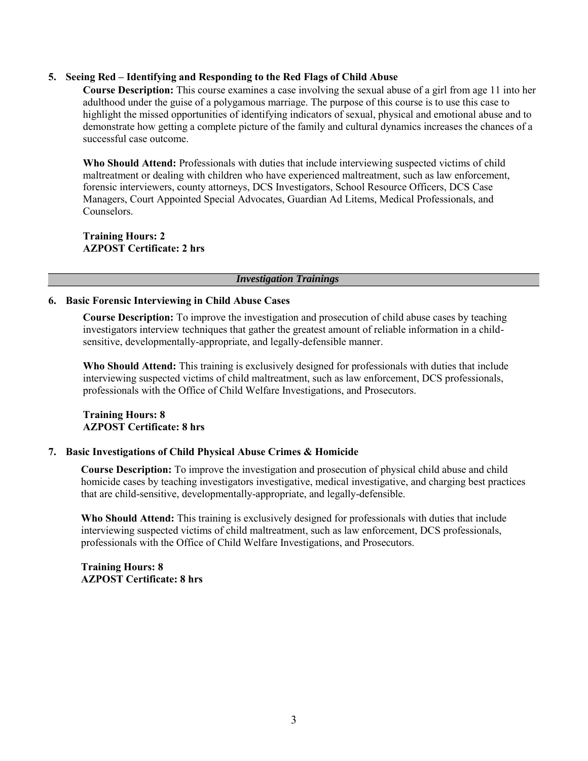### 5. Seeing Red – Identifying and Responding to the Red Flags of Child Abuse

**Course Description:** This course examines a case involving the sexual abuse of a girl from age 11 into her adulthood under the guise of a polygamous marriage. The purpose of this course is to use this case to highlight the missed opportunities of identifying indicators of sexual, physical and emotional abuse and to demonstrate how getting a complete picture of the family and cultural dynamics increases the chances of a successful case outcome.

**Who Should Attend:** Professionals with duties that include interviewing suspected victims of child maltreatment or dealing with children who have experienced maltreatment, such as law enforcement, forensic interviewers, county attorneys, DCS Investigators, School Resource Officers, DCS Case Managers, Court Appointed Special Advocates, Guardian Ad Litems, Medical Professionals, and Counselors.

**Training Hours: 2**
**AZPOST Certificate: 2 hrs**

## *Investigation Trainings*

### 6. Basic Forensic Interviewing in Child Abuse Cases

**Course Description:** To improve the investigation and prosecution of child abuse cases by teaching investigators interview techniques that gather the greatest amount of reliable information in a child-sensitive, developmentally-appropriate, and legally-defensible manner.

**Who Should Attend:** This training is exclusively designed for professionals with duties that include interviewing suspected victims of child maltreatment, such as law enforcement, DCS professionals, professionals with the Office of Child Welfare Investigations, and Prosecutors.

**Training Hours: 8**
**AZPOST Certificate: 8 hrs**

### 7. Basic Investigations of Child Physical Abuse Crimes & Homicide

**Course Description:** To improve the investigation and prosecution of physical child abuse and child homicide cases by teaching investigators investigative, medical investigative, and charging best practices that are child-sensitive, developmentally-appropriate, and legally-defensible.

**Who Should Attend:** This training is exclusively designed for professionals with duties that include interviewing suspected victims of child maltreatment, such as law enforcement, DCS professionals, professionals with the Office of Child Welfare Investigations, and Prosecutors.

**Training Hours: 8**
**AZPOST Certificate: 8 hrs**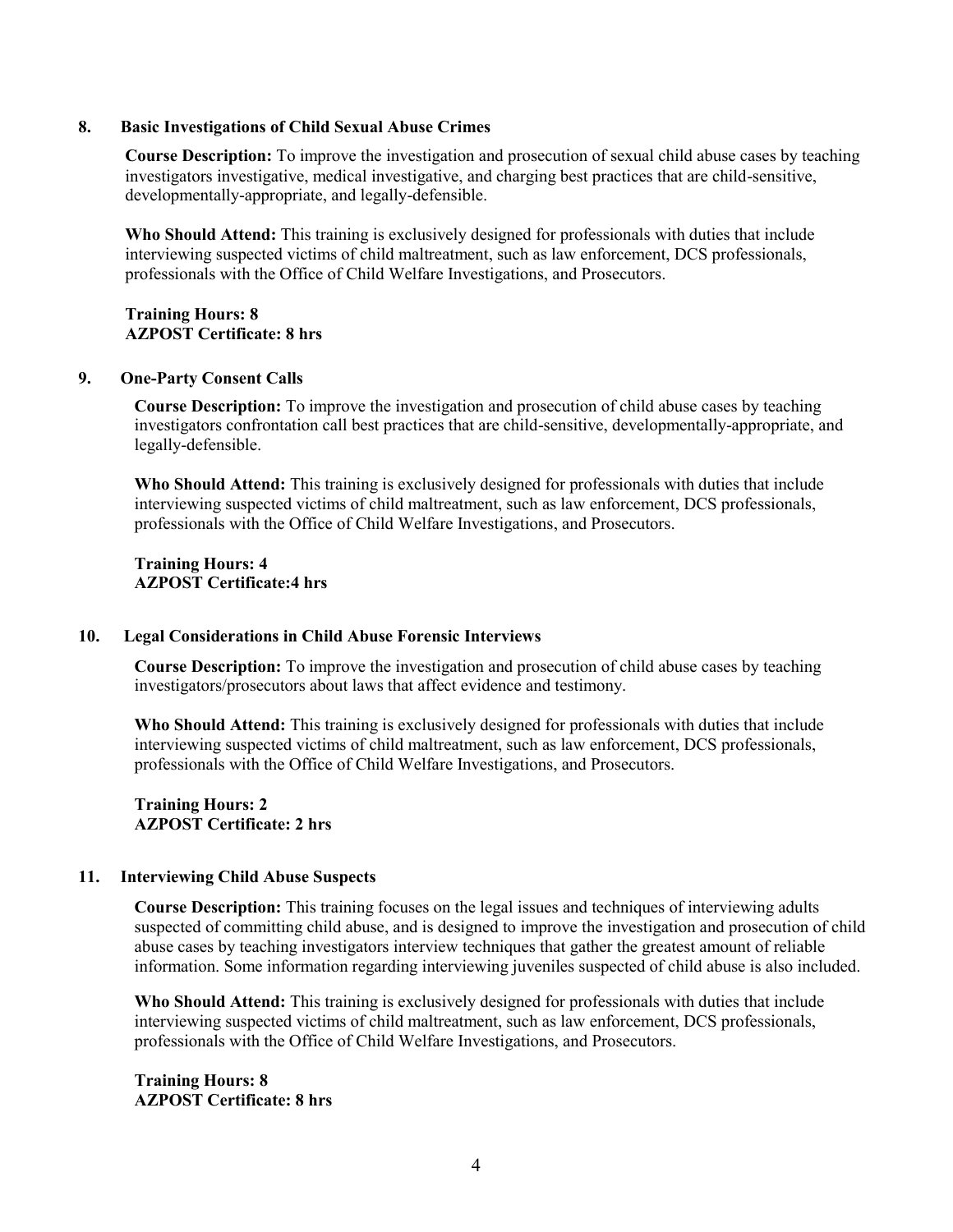### 8. Basic Investigations of Child Sexual Abuse Crimes

**Course Description:** To improve the investigation and prosecution of sexual child abuse cases by teaching investigators investigative, medical investigative, and charging best practices that are child-sensitive, developmentally-appropriate, and legally-defensible.

**Who Should Attend:** This training is exclusively designed for professionals with duties that include interviewing suspected victims of child maltreatment, such as law enforcement, DCS professionals, professionals with the Office of Child Welfare Investigations, and Prosecutors.

**Training Hours: 8**
**AZPOST Certificate: 8 hrs**

### 9. One-Party Consent Calls

**Course Description:** To improve the investigation and prosecution of child abuse cases by teaching investigators confrontation call best practices that are child-sensitive, developmentally-appropriate, and legally-defensible.

**Who Should Attend:** This training is exclusively designed for professionals with duties that include interviewing suspected victims of child maltreatment, such as law enforcement, DCS professionals, professionals with the Office of Child Welfare Investigations, and Prosecutors.

**Training Hours: 4**
**AZPOST Certificate:4 hrs**

### 10. Legal Considerations in Child Abuse Forensic Interviews

**Course Description:** To improve the investigation and prosecution of child abuse cases by teaching investigators/prosecutors about laws that affect evidence and testimony.

**Who Should Attend:** This training is exclusively designed for professionals with duties that include interviewing suspected victims of child maltreatment, such as law enforcement, DCS professionals, professionals with the Office of Child Welfare Investigations, and Prosecutors.

**Training Hours: 2**
**AZPOST Certificate: 2 hrs**

### 11. Interviewing Child Abuse Suspects

**Course Description:** This training focuses on the legal issues and techniques of interviewing adults suspected of committing child abuse, and is designed to improve the investigation and prosecution of child abuse cases by teaching investigators interview techniques that gather the greatest amount of reliable information. Some information regarding interviewing juveniles suspected of child abuse is also included.

**Who Should Attend:** This training is exclusively designed for professionals with duties that include interviewing suspected victims of child maltreatment, such as law enforcement, DCS professionals, professionals with the Office of Child Welfare Investigations, and Prosecutors.

**Training Hours: 8**
**AZPOST Certificate: 8 hrs**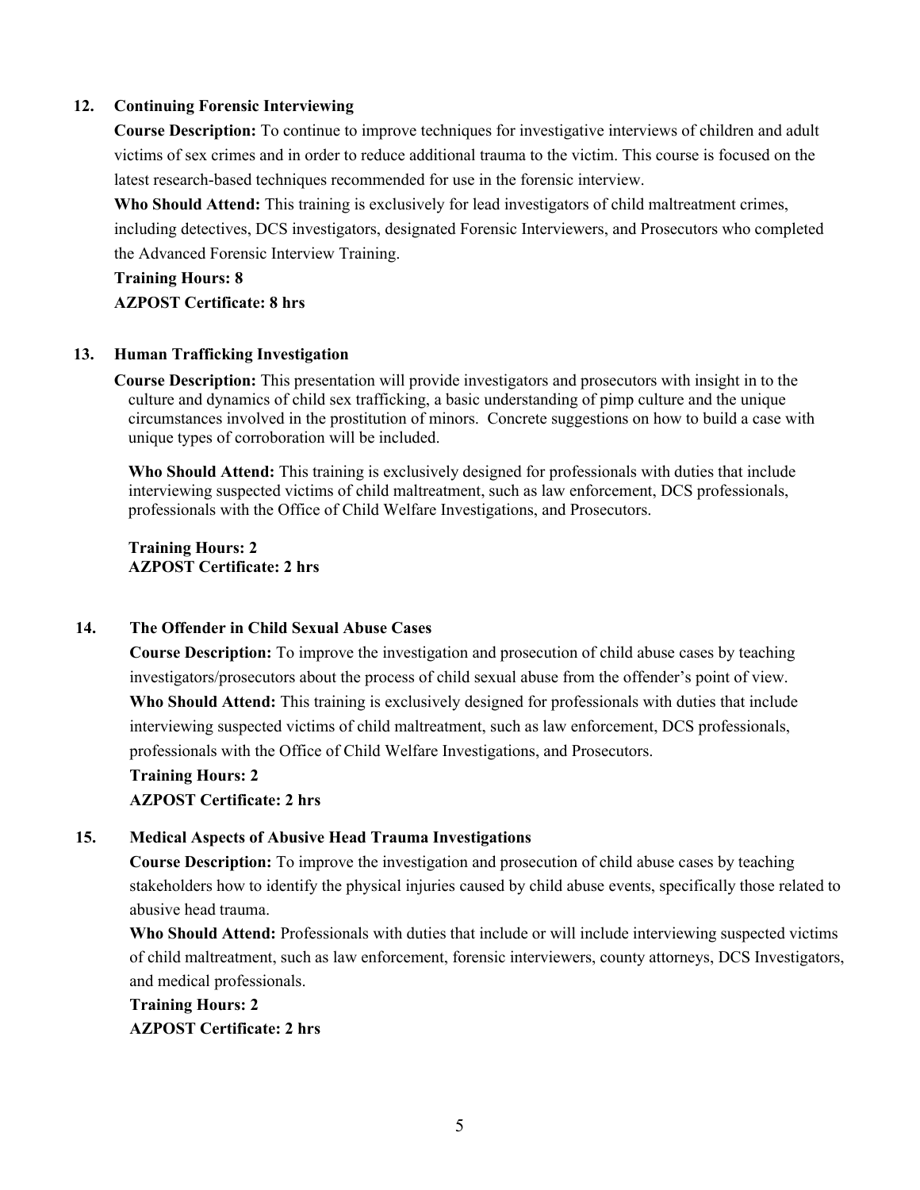### 12. Continuing Forensic Interviewing

**Course Description:** To continue to improve techniques for investigative interviews of children and adult victims of sex crimes and in order to reduce additional trauma to the victim. This course is focused on the latest research-based techniques recommended for use in the forensic interview.

**Who Should Attend:** This training is exclusively for lead investigators of child maltreatment crimes, including detectives, DCS investigators, designated Forensic Interviewers, and Prosecutors who completed the Advanced Forensic Interview Training.

**Training Hours: 8**

**AZPOST Certificate: 8 hrs**

### 13. Human Trafficking Investigation

**Course Description:** This presentation will provide investigators and prosecutors with insight in to the culture and dynamics of child sex trafficking, a basic understanding of pimp culture and the unique circumstances involved in the prostitution of minors. Concrete suggestions on how to build a case with unique types of corroboration will be included.

**Who Should Attend:** This training is exclusively designed for professionals with duties that include interviewing suspected victims of child maltreatment, such as law enforcement, DCS professionals, professionals with the Office of Child Welfare Investigations, and Prosecutors.

**Training Hours: 2**

**AZPOST Certificate: 2 hrs**

### 14. The Offender in Child Sexual Abuse Cases

**Course Description:** To improve the investigation and prosecution of child abuse cases by teaching investigators/prosecutors about the process of child sexual abuse from the offender's point of view.

**Who Should Attend:** This training is exclusively designed for professionals with duties that include interviewing suspected victims of child maltreatment, such as law enforcement, DCS professionals, professionals with the Office of Child Welfare Investigations, and Prosecutors.

**Training Hours: 2**

**AZPOST Certificate: 2 hrs**

### 15. Medical Aspects of Abusive Head Trauma Investigations

**Course Description:** To improve the investigation and prosecution of child abuse cases by teaching stakeholders how to identify the physical injuries caused by child abuse events, specifically those related to abusive head trauma.

**Who Should Attend:** Professionals with duties that include or will include interviewing suspected victims of child maltreatment, such as law enforcement, forensic interviewers, county attorneys, DCS Investigators, and medical professionals.

**Training Hours: 2**

**AZPOST Certificate: 2 hrs**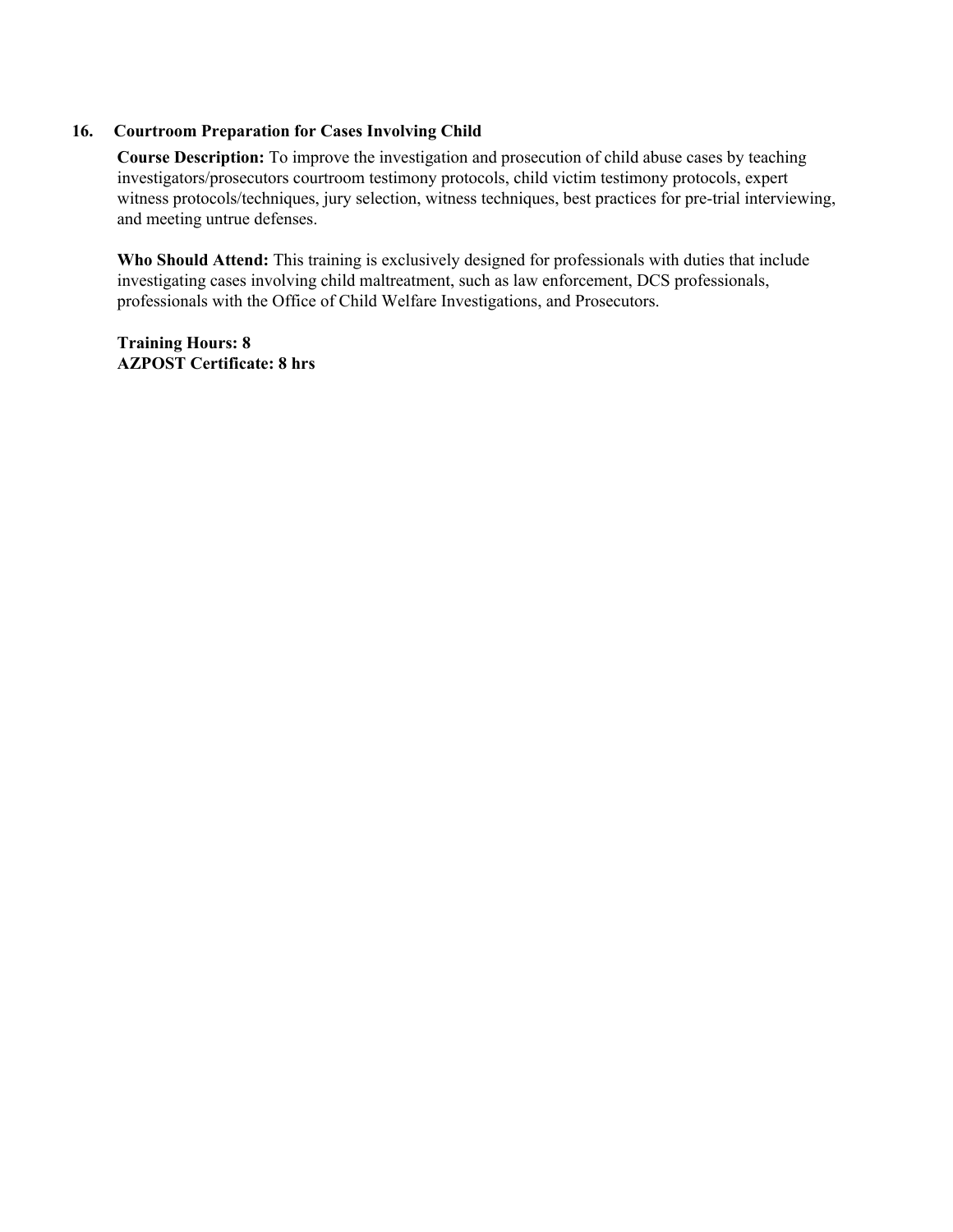**16. Courtroom Preparation for Cases Involving Child**

**Course Description:** To improve the investigation and prosecution of child abuse cases by teaching investigators/prosecutors courtroom testimony protocols, child victim testimony protocols, expert witness protocols/techniques, jury selection, witness techniques, best practices for pre-trial interviewing, and meeting untrue defenses.

**Who Should Attend:** This training is exclusively designed for professionals with duties that include investigating cases involving child maltreatment, such as law enforcement, DCS professionals, professionals with the Office of Child Welfare Investigations, and Prosecutors.

**Training Hours: 8**
**AZPOST Certificate: 8 hrs**